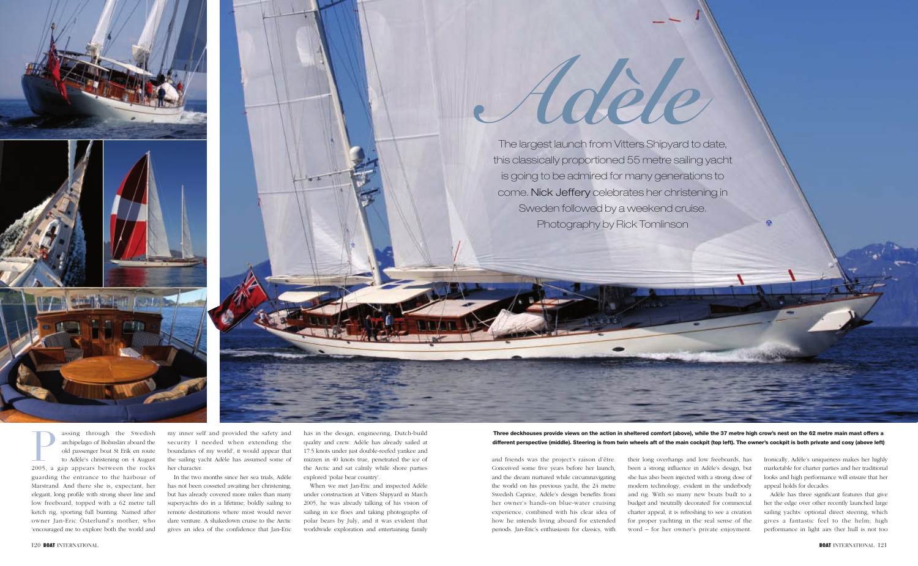# *Adèle*

The largest launch from Vitters Shipyard to date, this classically proportioned 55 metre sailing yacht is going to be admired for many generations to come. Nick Jeffery celebrates her christening in Sweden followed by a weekend cruise. Photography by Rick Tomlinson

Passing through the Swedish archipelago of Bohuslän aboard the old passenger boat St Erik en route to Adèle's christening on 4 August 2005, a gap appears between the rocks guarding the entrance to the harbour of Marstrand. And there she is, expectant, her elegant, long profile with strong sheer line and low freeboard, topped with a 62 metre tall ketch rig, sporting full bunting. Named after owner Jan-Eric Österlund's mother, who 'encouraged me to explore both the world and my inner self and provided the safety and security I needed when extending the boundaries of my world', it would appear that the sailing yacht Adèle has assumed some of her character.

In the two months since her sea trials, Adèle has not been cosseted awaiting her christening, but has already covered more miles than many superyachts do in a lifetime, boldly sailing to remote destinations where most would never dare venture. A shakedown cruise to the Arctic gives an idea of the confidence that Jan-Eric has in the design, engineering, Dutch-build quality and crew. Adèle has already sailed at 17.5 knots under just double-reefed yankee and mizzen in 40 knots true, penetrated the ice of the Arctic and sat calmly while shore parties explored 'polar bear country'.

When we met Jan-Eric and inspected Adèle under construction at Vitters Shipyard in March 2005, he was already talking of his vision of sailing in ice floes and taking photographs of polar bears by July, and it was evident that worldwide exploration and entertaining family and friends was the project's raison d'être. Conceived some five years before her launch, and the dream nurtured while circumnavigating the world on his previous yacht, the 24 metre Swedish Caprice, Adèle's design benefits from her owner's hands-on blue-water cruising experience, combined with his clear idea of how he intends living aboard for extended periods. Jan-Eric's enthusiasm for classics, with their long overhangs and low freeboards, has been a strong influence in Adèle's design, but she has also been injected with a strong dose of modern technology, evident in the underbody and rig. With so many new boats built to a budget and 'neutrally decorated' for commercial charter appeal, it is refreshing to see a creation for proper yachting in the real sense of the word – for her owner's private enjoyment. Ironically, Adèle's uniqueness makes her highly marketable for charter parties and her traditional looks and high performance will ensure that her appeal holds for decades.

Adèle has three significant features that give her the edge over other recently launched large sailing yachts: optional direct steering, which gives a fantastic feel to the helm; high performance in light airs (her hull is not too

**Three deckhouses provide views on the action in sheltered comfort (above), while the 37 metre high crow's nest on the 62 metre main mast offers a different perspective (middle). Steering is from twin wheels aft of the main cockpit (top left). The owner's cockpit is both private and cosy (above left)**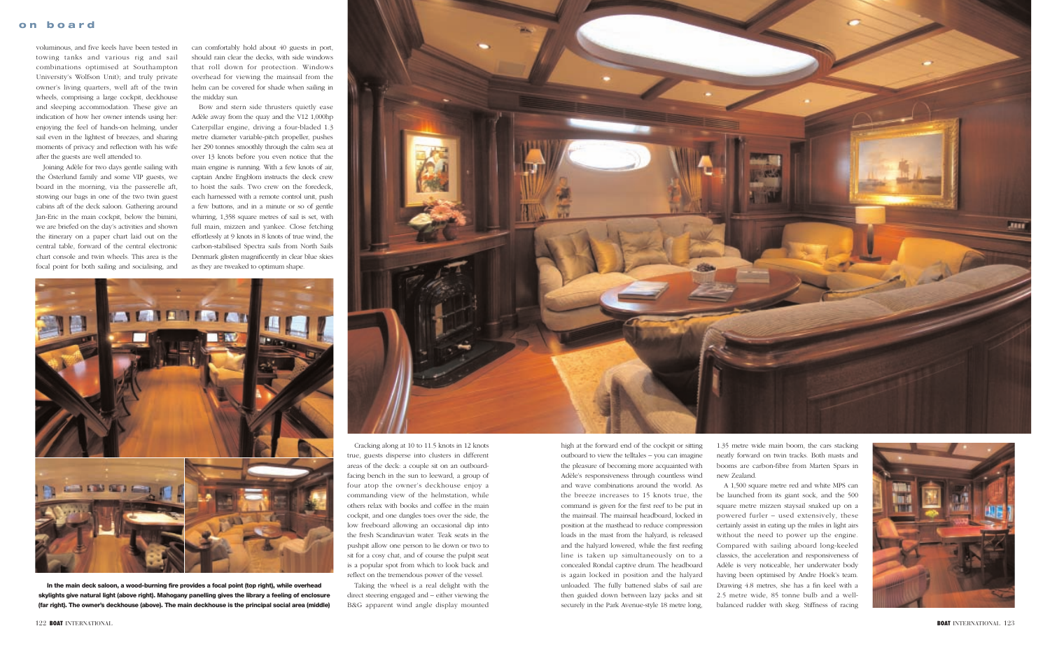voluminous, and five keels have been tested in towing tanks and various rig and sail combinations optimised at Southampton University's Wolfson Unit); and truly private owner's living quarters, well aft of the twin wheels, comprising a large cockpit, deckhouse and sleeping accommodation. These give an indication of how her owner intends using her: enjoying the feel of hands-on helming, under sail even in the lightest of breezes, and sharing moments of privacy and reflection with his wife after the guests are well attended to.

Joining Adèle for two days gentle sailing with the Österlund family and some VIP guests, we board in the morning, via the passerelle aft, stowing our bags in one of the two twin guest cabins aft of the deck saloon. Gathering around Jan-Eric in the main cockpit, below the bimini, we are briefed on the day's activities and shown the itinerary on a paper chart laid out on the central table, forward of the central electronic chart console and twin wheels. This area is the focal point for both sailing and socialising, and can comfortably hold about 40 guests in port, should rain clear the decks, with side windows that roll down for protection. Windows overhead for viewing the mainsail from the helm can be covered for shade when sailing in the midday sun.

Bow and stern side thrusters quietly ease Adèle away from the quay and the V12 1,000hp Caterpillar engine, driving a four-bladed 1.3 metre diameter variable-pitch propeller, pushes her 290 tonnes smoothly through the calm sea at over 13 knots before you even notice that the main engine is running. With a few knots of air, captain Andre Engblom instructs the deck crew to hoist the sails. Two crew on the foredeck, each harnessed with a remote control unit, push a few buttons, and in a minute or so of gentle whirring, 1,358 square metres of sail is set, with full main, mizzen and yankee. Close fetching effortlessly at 9 knots in 8 knots of true wind, the carbon-stabilised Spectra sails from North Sails Denmark glisten magnificently in clear blue skies as they are tweaked to optimum shape.

**In the main deck saloon, a wood-burning fire provides a focal point (top right), while overhead skylights give natural light (above right). Mahogany panelling gives the library a feeling of enclosure (far right). The owner's deckhouse (above). The main deckhouse is the principal social area (middle)**

Cracking along at 10 to 11.5 knots in 12 knots true, guests disperse into clusters in different areas of the deck: a couple sit on an outboard-facing bench in the sun to leeward, a group of four atop the owner's deckhouse enjoy a commanding view of the helmstation, while others relax with books and coffee in the main cockpit, and one dangles toes over the side, the low freeboard allowing an occasional dip into the fresh Scandinavian water. Teak seats in the pushpit allow one person to lie down or two to sit for a cosy chat, and of course the pulpit seat is a popular spot from which to look back and reflect on the tremendous power of the vessel.

Taking the wheel is a real delight with the direct steering engaged and – either viewing the B&G apparent wind angle display mounted high at the forward end of the cockpit or sitting outboard to view the telltales – you can imagine the pleasure of becoming more acquainted with Adèle's responsiveness through countless wind and wave combinations around the world. As the breeze increases to 15 knots true, the command is given for the first reef to be put in the mainsail. The mainsail headboard, locked in position at the masthead to reduce compression loads in the mast from the halyard, is released and the halyard lowered, while the first reefing line is taken up simultaneously on to a concealed Rondal captive drum. The headboard is again locked in position and the halyard unloaded. The fully battened slabs of sail are then guided down between lazy jacks and sit securely in the Park Avenue-style 18 metre long, 1.35 metre wide main boom, the cars stacking neatly forward on twin tracks. Both masts and booms are carbon-fibre from Marten Spars in new Zealand.

A 1,500 square metre red and white MPS can be launched from its giant sock, and the 500 square metre mizzen staysail snaked up on a powered furler – used extensively, these certainly assist in eating up the miles in light airs without the need to power up the engine. Compared with sailing aboard long-keeled classics, the acceleration and responsiveness of Adèle is very noticeable, her underwater body having been optimised by Andre Hoek's team. Drawing 4.8 metres, she has a fin keel with a 2.5 metre wide, 85 tonne bulb and a well-balanced rudder with skeg. Stiffness of racing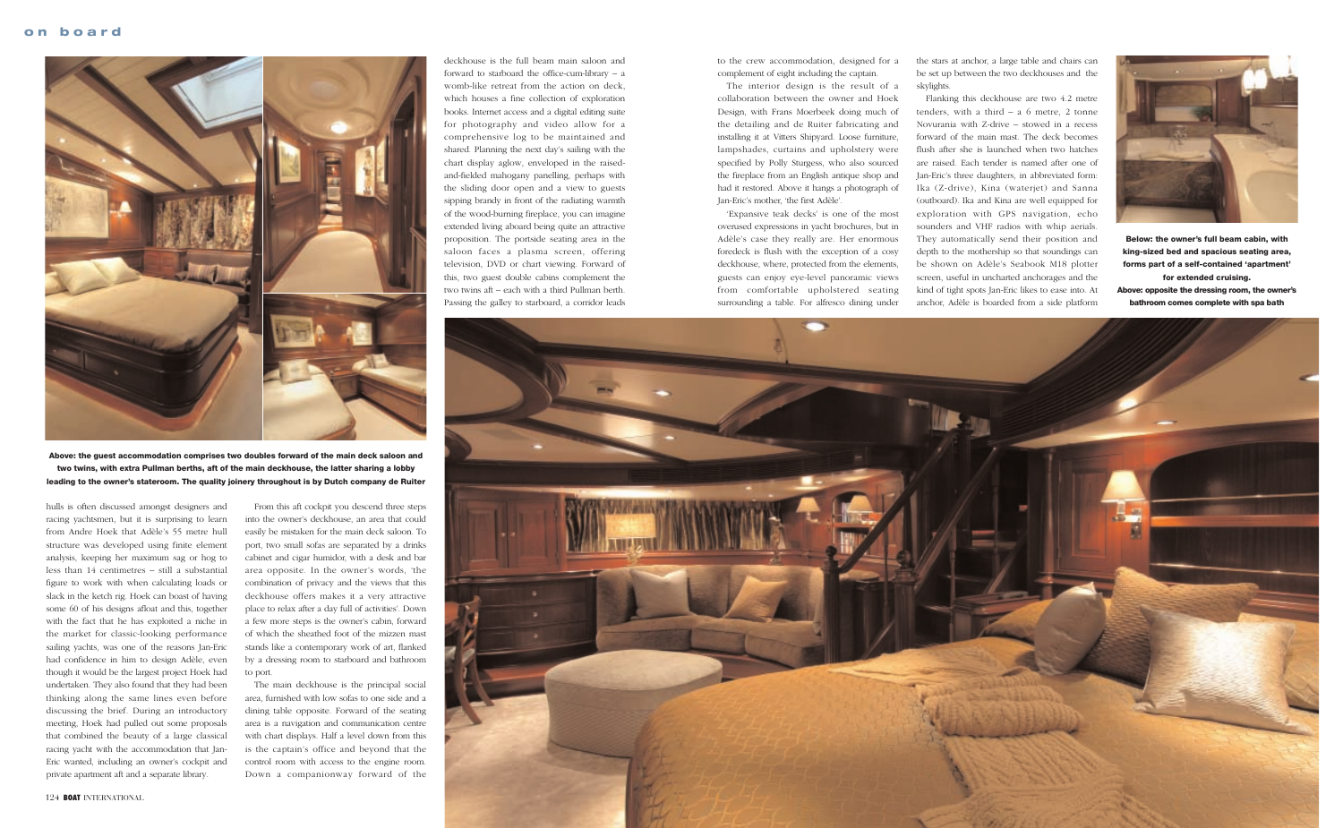**Above: the guest accommodation comprises two doubles forward of the main deck saloon and two twins, with extra Pullman berths, aft of the main deckhouse, the latter sharing a lobby leading to the owner's stateroom. The quality joinery throughout is by Dutch company de Ruiter**

hulls is often discussed amongst designers and racing yachtsmen, but it is surprising to learn from Andre Hoek that Adèle's 55 metre hull structure was developed using finite element analysis, keeping her maximum sag or hog to less than 14 centimetres – still a substantial figure to work with when calculating loads or slack in the ketch rig. Hoek can boast of having some 60 of his designs afloat and this, together with the fact that he has exploited a niche in the market for classic-looking performance sailing yachts, was one of the reasons Jan-Eric had confidence in him to design Adèle, even though it would be the largest project Hoek had undertaken. They also found that they had been thinking along the same lines even before discussing the brief. During an introductory meeting, Hoek had pulled out some proposals that combined the beauty of a large classical racing yacht with the accommodation that Jan-Eric wanted, including an owner's cockpit and private apartment aft and a separate library.

From this aft cockpit you descend three steps into the owner's deckhouse, an area that could easily be mistaken for the main deck saloon. To port, two small sofas are separated by a drinks cabinet and cigar humidor, with a desk and bar area opposite. In the owner's words, 'the combination of privacy and the views that this deckhouse offers makes it a very attractive place to relax after a day full of activities'. Down a few more steps is the owner's cabin, forward of which the sheathed foot of the mizzen mast stands like a contemporary work of art, flanked by a dressing room to starboard and bathroom to port.

The main deckhouse is the principal social area, furnished with low sofas to one side and a dining table opposite. Forward of the seating area is a navigation and communication centre with chart displays. Half a level down from this is the captain's office and beyond that the control room with access to the engine room. Down a companionway forward of the deckhouse is the full beam main saloon and forward to starboard the office-cum-library – a womb-like retreat from the action on deck, which houses a fine collection of exploration books. Internet access and a digital editing suite for photography and video allow for a comprehensive log to be maintained and shared. Planning the next day's sailing with the chart display aglow, enveloped in the raised-and-fielded mahogany panelling, perhaps with the sliding door open and a view to guests sipping brandy in front of the radiating warmth of the wood-burning fireplace, you can imagine extended living aboard being quite an attractive proposition. The portside seating area in the saloon faces a plasma screen, offering television, DVD or chart viewing. Forward of this, two guest double cabins complement the two twins aft – each with a third Pullman berth. Passing the galley to starboard, a corridor leads to the crew accommodation, designed for a complement of eight including the captain.

The interior design is the result of a collaboration between the owner and Hoek Design, with Frans Moerbeek doing much of the detailing and de Ruiter fabricating and installing it at Vitters Shipyard. Loose furniture, lampshades, curtains and upholstery were specified by Polly Sturgess, who also sourced the fireplace from an English antique shop and had it restored. Above it hangs a photograph of Jan-Eric's mother, 'the first Adèle'.

'Expansive teak decks' is one of the most overused expressions in yacht brochures, but in Adèle's case they really are. Her enormous foredeck is flush with the exception of a cosy deckhouse, where, protected from the elements, guests can enjoy eye-level panoramic views from comfortable upholstered seating surrounding a table. For alfresco dining under the stars at anchor, a large table and chairs can be set up between the two deckhouses and the skylights.

Flanking this deckhouse are two 4.2 metre tenders, with a third – a 6 metre, 2 tonne Novurania with Z-drive – stowed in a recess forward of the main mast. The deck becomes flush after she is launched when two hatches are raised. Each tender is named after one of Jan-Eric's three daughters, in abbreviated form: Ika (Z-drive), Kina (waterjet) and Sanna (outboard). Ika and Kina are well equipped for exploration with GPS navigation, echo sounders and VHF radios with whip aerials. They automatically send their position and depth to the mothership so that soundings can be shown on Adèle's Seabook M18 plotter screen, useful in uncharted anchorages and the kind of tight spots Jan-Eric likes to ease into. At anchor, Adèle is boarded from a side platform

**Below: the owner's full beam cabin, with king-sized bed and spacious seating area, forms part of a self-contained 'apartment' for extended cruising.**
**Above: opposite the dressing room, the owner's bathroom comes complete with spa bath**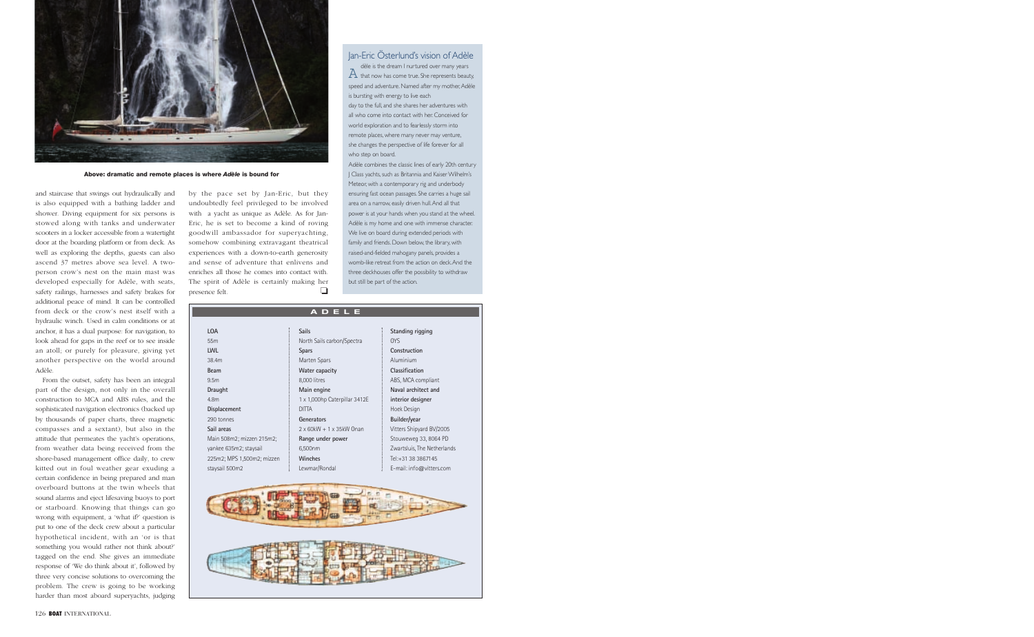Above: dramatic and remote places is where *Adèle* is bound for

and staircase that swings out hydraulically and is also equipped with a bathing ladder and shower. Diving equipment for six persons is stowed along with tanks and underwater scooters in a locker accessible from a watertight door at the boarding platform or from deck. As well as exploring the depths, guests can also ascend 37 metres above sea level. A two-person crow's nest on the main mast was developed especially for Adèle, with seats, safety railings, harnesses and safety brakes for additional peace of mind. It can be controlled from deck or the crow's nest itself with a hydraulic winch. Used in calm conditions or at anchor, it has a dual purpose: for navigation, to look ahead for gaps in the reef or to see inside an atoll; or purely for pleasure, giving yet another perspective on the world around Adèle.

From the outset, safety has been an integral part of the design, not only in the overall construction to MCA and ABS rules, and the sophisticated navigation electronics (backed up by thousands of paper charts, three magnetic compasses and a sextant), but also in the attitude that permeates the yacht's operations, from weather data being received from the shore-based management office daily, to crew kitted out in foul weather gear exuding a certain confidence in being prepared and man overboard buttons at the twin wheels that sound alarms and eject lifesaving buoys to port or starboard. Knowing that things can go wrong with equipment, a 'what if?' question is put to one of the deck crew about a particular hypothetical incident, with an 'or is that something you would rather not think about?' tagged on the end. She gives an immediate response of 'We do think about it', followed by three very concise solutions to overcoming the problem. The crew is going to be working harder than most aboard superyachts, judging by the pace set by Jan-Eric, but they undoubtedly feel privileged to be involved with a yacht as unique as Adèle. As for Jan-Eric, he is set to become a kind of roving goodwill ambassador for superyachting, somehow combining extravagant theatrical experiences with a down-to-earth generosity and sense of adventure that enlivens and enriches all those he comes into contact with. The spirit of Adèle is certainly making her presence felt. ❑

## Jan-Eric Österlund's vision of Adèle

Adèle is the dream I nurtured over many years that now has come true. She represents beauty, speed and adventure. Named after my mother, Adèle is bursting with energy to live each day to the full, and she shares her adventures with all who come into contact with her. Conceived for world exploration and to fearlessly storm into remote places, where many never may venture, she changes the perspective of life forever for all who step on board.

Adèle combines the classic lines of early 20th century J Class yachts, such as Britannia and Kaiser Wilhelm's Meteor, with a contemporary rig and underbody ensuring fast ocean passages. She carries a huge sail area on a narrow, easily driven hull. And all that power is at your hands when you stand at the wheel. Adèle is my home and one with immense character. We live on board during extended periods with family and friends. Down below, the library, with raised-and-fielded mahogany panels, provides a womb-like retreat from the action on deck. And the three deckhouses offer the possibility to withdraw but still be part of the action.

## ADELE

**LOA**
55m
**LWL**
38.4m
**Beam**
9.5m
**Draught**
4.8m
**Displacement**
290 tonnes
**Sail areas**
Main 508m2; mizzen 215m2; yankee 635m2; staysail 225m2; MPS 1,500m2; mizzen staysail 500m2

**Sails**
North Sails carbon/Spectra
**Spars**
Marten Spars
**Water capacity**
8,000 litres
**Main engine**
1 x 1,000hp Caterpillar 3412E DITTA
**Generators**
2 x 60kW + 1 x 35kW Onan
**Range under power**
6,500nm
**Winches**
Lewmar/Rondal

**Standing rigging**
OYS
**Construction**
Aluminium
**Classification**
ABS, MCA compliant
**Naval architect and interior designer**
Hoek Design
**Builder/year**
Vitters Shipyard BV/2005
Stouweweg 33, 8064 PD
Zwartsluis, The Netherlands
Tel: +31 38 3867145
E-mail: info@vitters.com